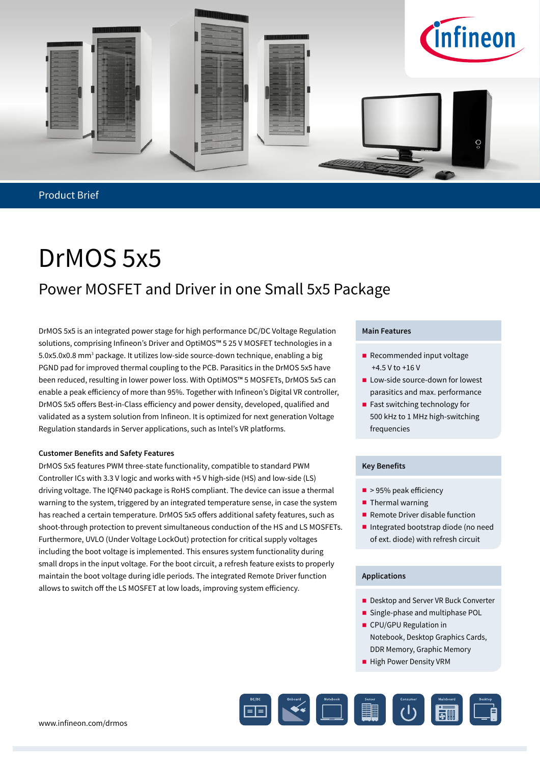Product Brief

# DrMOS 5x5

## Power MOSFET and Driver in one Small 5x5 Package

DrMOS 5x5 is an integrated power stage for high performance DC/DC Voltage Regulation solutions, comprising Infineon's Driver and OptiMOS™ 5 25 V MOSFET technologies in a 5.0x5.0x0.8 mm³ package. It utilizes low-side source-down technique, enabling a big PGND pad for improved thermal coupling to the PCB. Parasitics in the DrMOS 5x5 have been reduced, resulting in lower power loss. With OptiMOS™ 5 MOSFETs, DrMOS 5x5 can enable a peak efficiency of more than 95%. Together with Infineon's Digital VR controller, DrMOS 5x5 offers Best-in-Class efficiency and power density, developed, qualified and validated as a system solution from Infineon. It is optimized for next generation Voltage Regulation standards in Server applications, such as Intel's VR platforms.

#### Customer Benefits and Safety Features

DrMOS 5x5 features PWM three-state functionality, compatible to standard PWM Controller ICs with 3.3 V logic and works with +5 V high-side (HS) and low-side (LS) driving voltage. The IQFN40 package is RoHS compliant. The device can issue a thermal warning to the system, triggered by an integrated temperature sense, in case the system has reached a certain temperature. DrMOS 5x5 offers additional safety features, such as shoot-through protection to prevent simultaneous conduction of the HS and LS MOSFETs. Furthermore, UVLO (Under Voltage LockOut) protection for critical supply voltages including the boot voltage is implemented. This ensures system functionality during small drops in the input voltage. For the boot circuit, a refresh feature exists to properly maintain the boot voltage during idle periods. The integrated Remote Driver function allows to switch off the LS MOSFET at low loads, improving system efficiency.

#### Main Features

- Recommended input voltage +4.5 V to +16 V
- Low-side source-down for lowest parasitics and max. performance
- Fast switching technology for 500 kHz to 1 MHz high-switching frequencies

#### Key Benefits

- > 95% peak efficiency
- Thermal warning
- Remote Driver disable function
- Integrated bootstrap diode (no need of ext. diode) with refresh circuit

#### Applications

- Desktop and Server VR Buck Converter
- Single-phase and multiphase POL
- CPU/GPU Regulation in Notebook, Desktop Graphics Cards, DDR Memory, Graphic Memory
- High Power Density VRM

www.infineon.com/drmos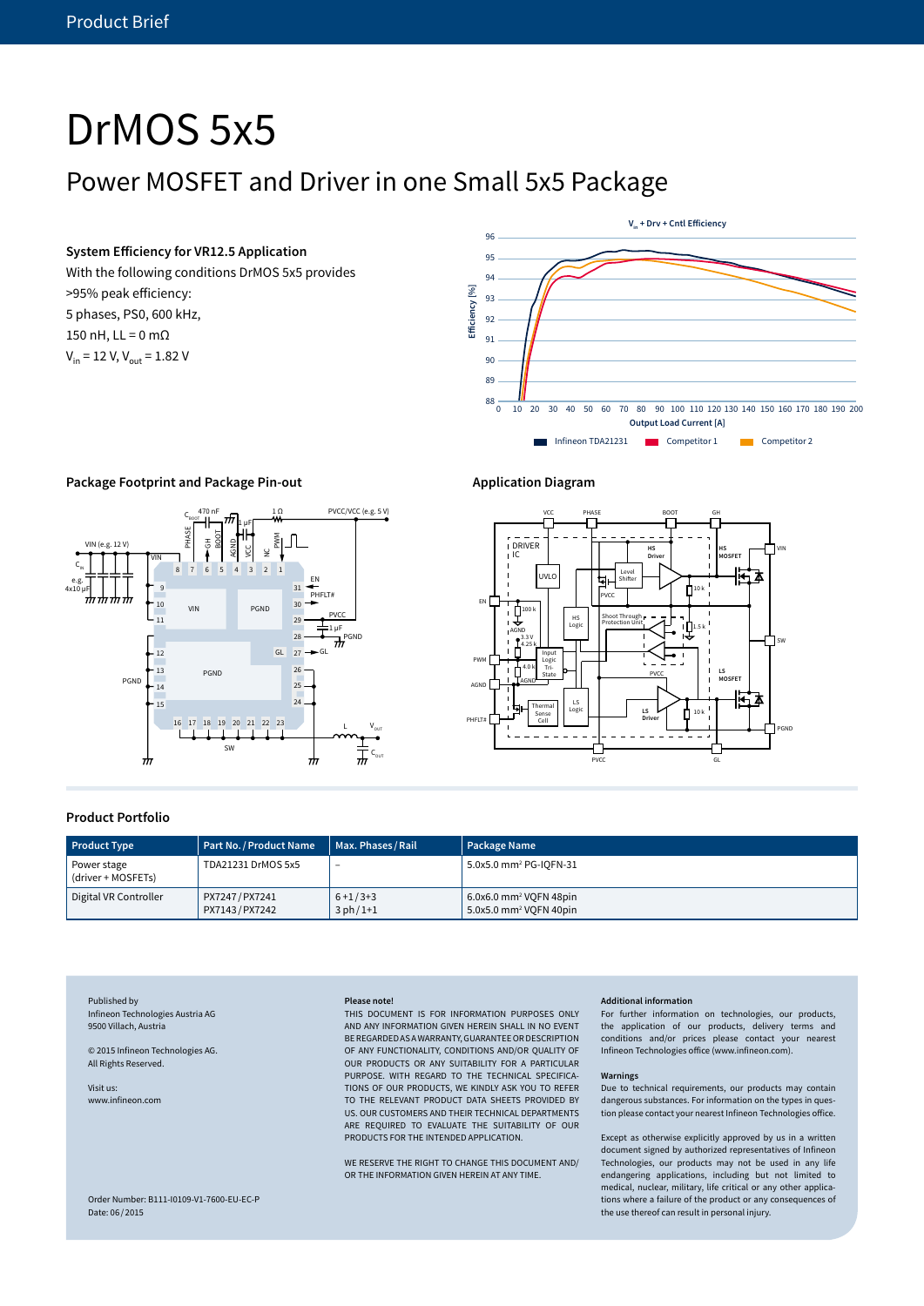# DrMOS 5x5

## Power MOSFET and Driver in one Small 5x5 Package

### System Efficiency for VR12.5 Application

With the following conditions DrMOS 5x5 provides >95% peak efficiency:
5 phases, PS0, 600 kHz,
150 nH, LL = 0 mΩ
$V_{in}$ = 12 V, $V_{out}$ = 1.82 V

$V_{in}$ + Drv + Cntl Efficiency

Efficiency [%]

96
95
94
93
92
91
90
89
88

0 10 20 30 40 50 60 70 80 90 100 110 120 130 140 150 160 170 180 190 200

Output Load Current [A]

Infineon TDA21231 Competitor 1 Competitor 2

### Package Footprint and Package Pin-out

$C_{BOOT}$ 470 nF 1 μF 1 Ω PVCC/VCC (e.g. 5 V)

PHASE GH BOOT AGND VCC NC PWM

VIN (e.g. 12 V) VIN 8 7 6 5 4 3 2 1

$C_{in}$ e.g. 4x10 μF

9 10 11 VIN PGND 31 EN 30 PHFLT# 29 PVCC 1 μF 28 PGND

12 13 14 15 PGND GL 27 GL 26 25 24

PGND

16 17 18 19 20 21 22 23

SW L $V_{OUT}$ $C_{OUT}$

### Application Diagram

VCC PHASE BOOT GH

DRIVER IC UVLO Level Shifter HS Driver HS MOSFET VIN

EN 100 k AGND 3.3 V 4.25 k HS Logic Shoot Through Protection Unit 10 k 1.5 k SW

PWM Input Logic Tri-State 4.0 k AGND PVCC

AGND PHFLT# Thermal Sense Cell LS Logic LS Driver 10 k LS MOSFET PGND

PVCC GL

### Product Portfolio

| Product Type | Part No. / Product Name | Max. Phases / Rail | Package Name |
|---|---|---|---|
| Power stage (driver + MOSFETs) | TDA21231 DrMOS 5x5 | – | 5.0x5.0 mm² PG-IQFN-31 |
| Digital VR Controller | PX7247 / PX7241<br>PX7143 / PX7242 | 6 + 1 / 3 + 3<br>3 ph / 1 + 1 | 6.0x6.0 mm² VQFN 48pin<br>5.0x5.0 mm² VQFN 40pin |

Published by
Infineon Technologies Austria AG
9500 Villach, Austria

© 2015 Infineon Technologies AG.
All Rights Reserved.

Visit us:
www.infineon.com

Order Number: B111-I0109-V1-7600-EU-EC-P
Date: 06 / 2015

**Please note!**

THIS DOCUMENT IS FOR INFORMATION PURPOSES ONLY AND ANY INFORMATION GIVEN HEREIN SHALL IN NO EVENT BE REGARDED AS A WARRANTY, GUARANTEE OR DESCRIPTION OF ANY FUNCTIONALITY, CONDITIONS AND/OR QUALITY OF OUR PRODUCTS OR ANY SUITABILITY FOR A PARTICULAR PURPOSE. WITH REGARD TO THE TECHNICAL SPECIFICATIONS OF OUR PRODUCTS, WE KINDLY ASK YOU TO REFER TO THE RELEVANT PRODUCT DATA SHEETS PROVIDED BY US. OUR CUSTOMERS AND THEIR TECHNICAL DEPARTMENTS ARE REQUIRED TO EVALUATE THE SUITABILITY OF OUR PRODUCTS FOR THE INTENDED APPLICATION.

WE RESERVE THE RIGHT TO CHANGE THIS DOCUMENT AND/OR THE INFORMATION GIVEN HEREIN AT ANY TIME.

**Additional information**

For further information on technologies, our products, the application of our products, delivery terms and conditions and/or prices please contact your nearest Infineon Technologies office (www.infineon.com).

**Warnings**

Due to technical requirements, our products may contain dangerous substances. For information on the types in question please contact your nearest Infineon Technologies office.

Except as otherwise explicitly approved by us in a written document signed by authorized representatives of Infineon Technologies, our products may not be used in any life endangering applications, including but not limited to medical, nuclear, military, life critical or any other applications where a failure of the product or any consequences of the use thereof can result in personal injury.